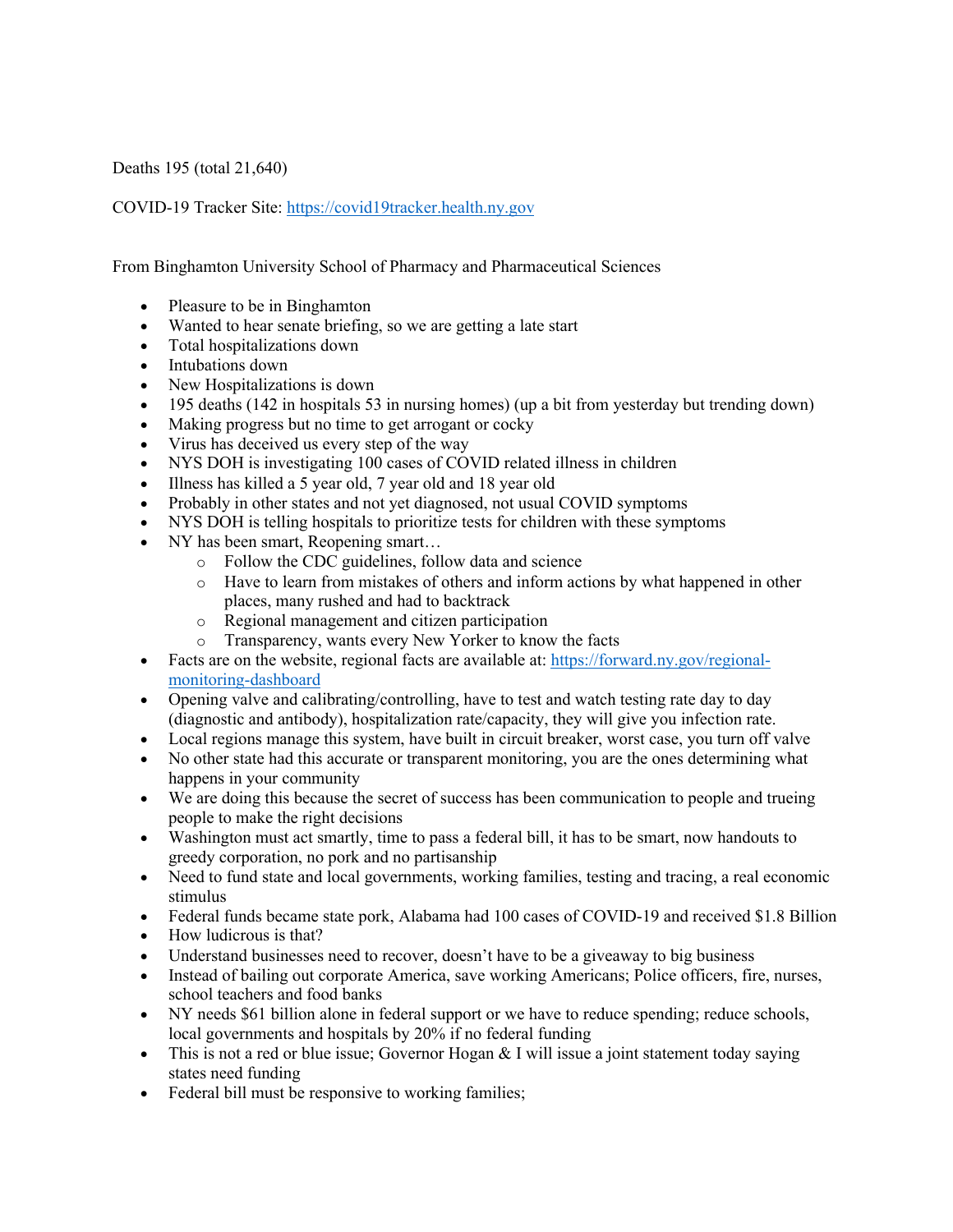Deaths 195 (total 21,640)

COVID-19 Tracker Site: [https://covid19tracker.health.ny.gov](https://covid19tracker.health.ny.gov)

From Binghamton University School of Pharmacy and Pharmaceutical Sciences

- Pleasure to be in Binghamton
- Wanted to hear senate briefing, so we are getting a late start
- Total hospitalizations down
- Intubations down
- New Hospitalizations is down
- 195 deaths (142 in hospitals 53 in nursing homes) (up a bit from yesterday but trending down)
- Making progress but no time to get arrogant or cocky
- Virus has deceived us every step of the way
- NYS DOH is investigating 100 cases of COVID related illness in children
- Illness has killed a 5 year old, 7 year old and 18 year old
- Probably in other states and not yet diagnosed, not usual COVID symptoms
- NYS DOH is telling hospitals to prioritize tests for children with these symptoms
- NY has been smart, Reopening smart…
    - Follow the CDC guidelines, follow data and science
    - Have to learn from mistakes of others and inform actions by what happened in other places, many rushed and had to backtrack
    - Regional management and citizen participation
    - Transparency, wants every New Yorker to know the facts
- Facts are on the website, regional facts are available at: [https://forward.ny.gov/regional-monitoring-dashboard](https://forward.ny.gov/regional-monitoring-dashboard)
- Opening valve and calibrating/controlling, have to test and watch testing rate day to day (diagnostic and antibody), hospitalization rate/capacity, they will give you infection rate.
- Local regions manage this system, have built in circuit breaker, worst case, you turn off valve
- No other state had this accurate or transparent monitoring, you are the ones determining what happens in your community
- We are doing this because the secret of success has been communication to people and trueing people to make the right decisions
- Washington must act smartly, time to pass a federal bill, it has to be smart, now handouts to greedy corporation, no pork and no partisanship
- Need to fund state and local governments, working families, testing and tracing, a real economic stimulus
- Federal funds became state pork, Alabama had 100 cases of COVID-19 and received $1.8 Billion
- How ludicrous is that?
- Understand businesses need to recover, doesn't have to be a giveaway to big business
- Instead of bailing out corporate America, save working Americans; Police officers, fire, nurses, school teachers and food banks
- NY needs $61 billion alone in federal support or we have to reduce spending; reduce schools, local governments and hospitals by 20% if no federal funding
- This is not a red or blue issue; Governor Hogan & I will issue a joint statement today saying states need funding
- Federal bill must be responsive to working families;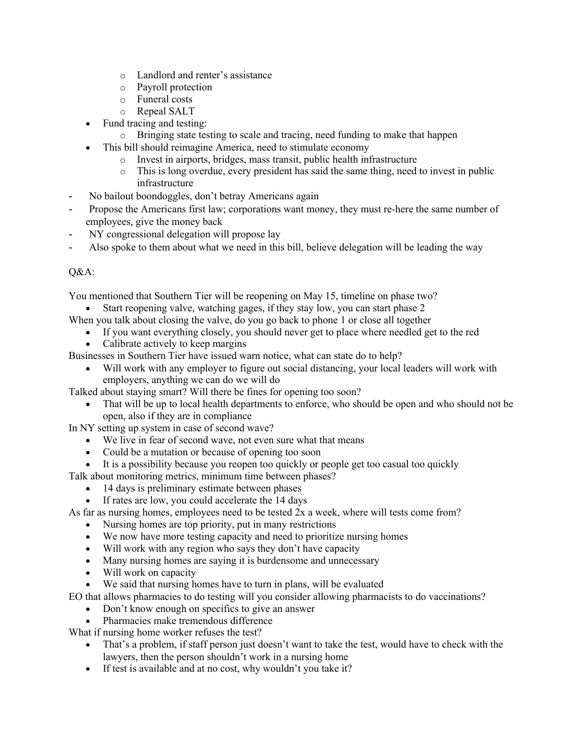- Landlord and renter's assistance
        - Payroll protection
        - Funeral costs
        - Repeal SALT
    - Fund tracing and testing:
        - Bringing state testing to scale and tracing, need funding to make that happen
    - This bill should reimagine America, need to stimulate economy
        - Invest in airports, bridges, mass transit, public health infrastructure
        - This is long overdue, every president has said the same thing, need to invest in public infrastructure
- No bailout boondoggles, don't betray Americans again
- Propose the Americans first law; corporations want money, they must re-here the same number of employees, give the money back
- NY congressional delegation will propose lay
- Also spoke to them about what we need in this bill, believe delegation will be leading the way

Q&A:

You mentioned that Southern Tier will be reopening on May 15, timeline on phase two?

- Start reopening valve, watching gages, if they stay low, you can start phase 2

When you talk about closing the valve, do you go back to phone 1 or close all together

- If you want everything closely, you should never get to place where needled get to the red
- Calibrate actively to keep margins

Businesses in Southern Tier have issued warn notice, what can state do to help?

- Will work with any employer to figure out social distancing, your local leaders will work with employers, anything we can do we will do

Talked about staying smart? Will there be fines for opening too soon?

- That will be up to local health departments to enforce, who should be open and who should not be open, also if they are in compliance

In NY setting up system in case of second wave?

- We live in fear of second wave, not even sure what that means
- Could be a mutation or because of opening too soon
- It is a possibility because you reopen too quickly or people get too casual too quickly

Talk about monitoring metrics, minimum time between phases?

- 14 days is preliminary estimate between phases
- If rates are low, you could accelerate the 14 days

As far as nursing homes, employees need to be tested 2x a week, where will tests come from?

- Nursing homes are top priority, put in many restrictions
- We now have more testing capacity and need to prioritize nursing homes
- Will work with any region who says they don't have capacity
- Many nursing homes are saying it is burdensome and unnecessary
- Will work on capacity
- We said that nursing homes have to turn in plans, will be evaluated

EO that allows pharmacies to do testing will you consider allowing pharmacists to do vaccinations?

- Don't know enough on specifics to give an answer
- Pharmacies make tremendous difference

What if nursing home worker refuses the test?

- That's a problem, if staff person just doesn't want to take the test, would have to check with the lawyers, then the person shouldn't work in a nursing home
- If test is available and at no cost, why wouldn't you take it?